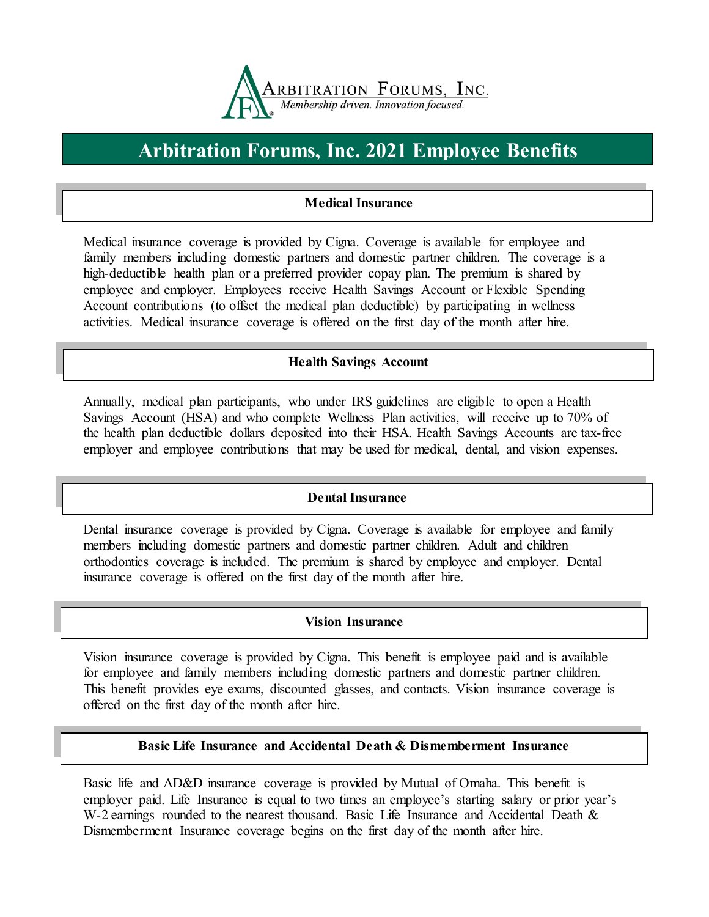ARBITRATION FORUMS, INC.

*Membership driven. Innovation focused.*

# Arbitration Forums, Inc. 2021 Employee Benefits

## Medical Insurance

Medical insurance coverage is provided by Cigna. Coverage is available for employee and family members including domestic partners and domestic partner children. The coverage is a high-deductible health plan or a preferred provider copay plan. The premium is shared by employee and employer. Employees receive Health Savings Account or Flexible Spending Account contributions (to offset the medical plan deductible) by participating in wellness activities. Medical insurance coverage is offered on the first day of the month after hire.

## Health Savings Account

Annually, medical plan participants, who under IRS guidelines are eligible to open a Health Savings Account (HSA) and who complete Wellness Plan activities, will receive up to 70% of the health plan deductible dollars deposited into their HSA. Health Savings Accounts are tax-free employer and employee contributions that may be used for medical, dental, and vision expenses.

## Dental Insurance

Dental insurance coverage is provided by Cigna. Coverage is available for employee and family members including domestic partners and domestic partner children. Adult and children orthodontics coverage is included. The premium is shared by employee and employer. Dental insurance coverage is offered on the first day of the month after hire.

## Vision Insurance

Vision insurance coverage is provided by Cigna. This benefit is employee paid and is available for employee and family members including domestic partners and domestic partner children. This benefit provides eye exams, discounted glasses, and contacts. Vision insurance coverage is offered on the first day of the month after hire.

## Basic Life Insurance and Accidental Death & Dismemberment Insurance

Basic life and AD&D insurance coverage is provided by Mutual of Omaha. This benefit is employer paid. Life Insurance is equal to two times an employee's starting salary or prior year's W-2 earnings rounded to the nearest thousand. Basic Life Insurance and Accidental Death & Dismemberment Insurance coverage begins on the first day of the month after hire.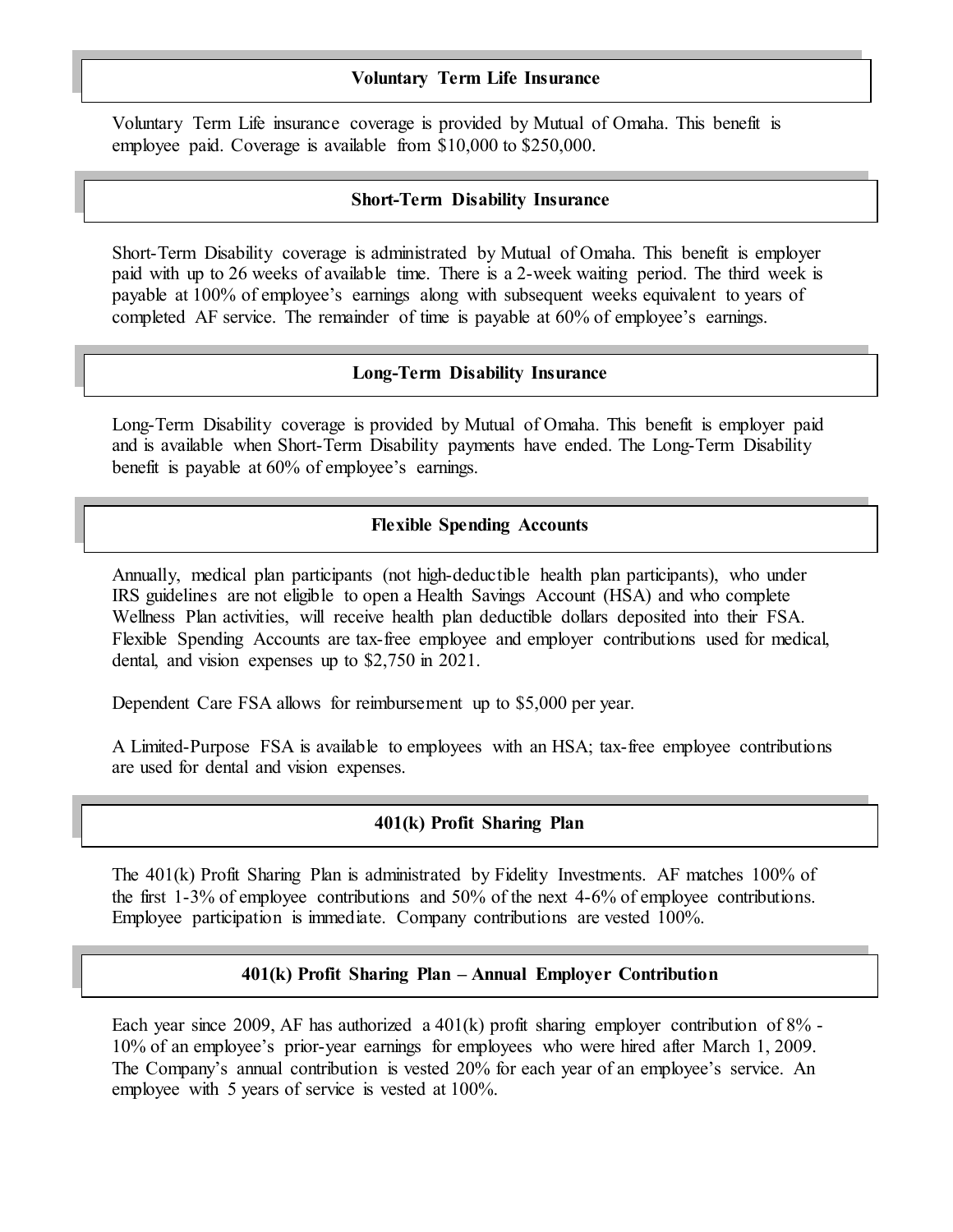## Voluntary Term Life Insurance

Voluntary Term Life insurance coverage is provided by Mutual of Omaha. This benefit is employee paid. Coverage is available from $10,000 to $250,000.

## Short-Term Disability Insurance

Short-Term Disability coverage is administrated by Mutual of Omaha. This benefit is employer paid with up to 26 weeks of available time. There is a 2-week waiting period. The third week is payable at 100% of employee's earnings along with subsequent weeks equivalent to years of completed AF service. The remainder of time is payable at 60% of employee's earnings.

## Long-Term Disability Insurance

Long-Term Disability coverage is provided by Mutual of Omaha. This benefit is employer paid and is available when Short-Term Disability payments have ended. The Long-Term Disability benefit is payable at 60% of employee's earnings.

## Flexible Spending Accounts

Annually, medical plan participants (not high-deductible health plan participants), who under IRS guidelines are not eligible to open a Health Savings Account (HSA) and who complete Wellness Plan activities, will receive health plan deductible dollars deposited into their FSA. Flexible Spending Accounts are tax-free employee and employer contributions used for medical, dental, and vision expenses up to $2,750 in 2021.

Dependent Care FSA allows for reimbursement up to $5,000 per year.

A Limited-Purpose FSA is available to employees with an HSA; tax-free employee contributions are used for dental and vision expenses.

## 401(k) Profit Sharing Plan

The 401(k) Profit Sharing Plan is administrated by Fidelity Investments. AF matches 100% of the first 1-3% of employee contributions and 50% of the next 4-6% of employee contributions. Employee participation is immediate. Company contributions are vested 100%.

## 401(k) Profit Sharing Plan – Annual Employer Contribution

Each year since 2009, AF has authorized a 401(k) profit sharing employer contribution of 8% - 10% of an employee's prior-year earnings for employees who were hired after March 1, 2009. The Company's annual contribution is vested 20% for each year of an employee's service. An employee with 5 years of service is vested at 100%.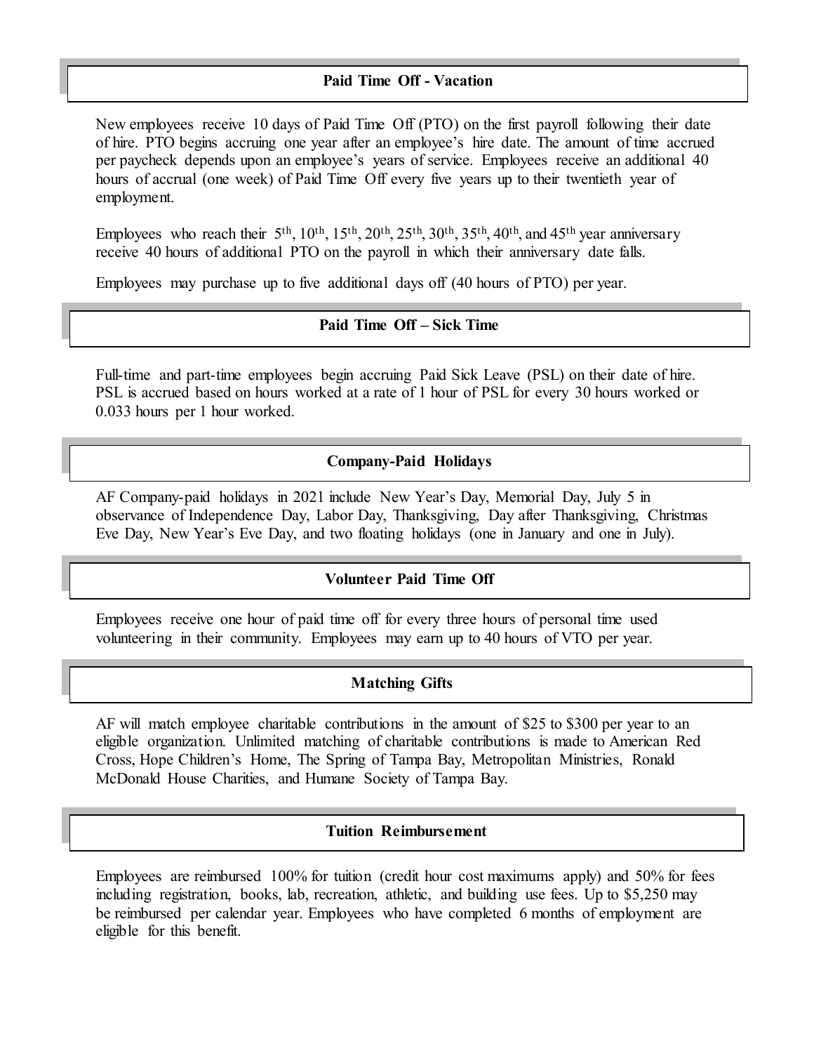## Paid Time Off - Vacation

New employees receive 10 days of Paid Time Off (PTO) on the first payroll following their date of hire. PTO begins accruing one year after an employee's hire date. The amount of time accrued per paycheck depends upon an employee's years of service. Employees receive an additional 40 hours of accrual (one week) of Paid Time Off every five years up to their twentieth year of employment.

Employees who reach their 5th, 10th, 15th, 20th, 25th, 30th, 35th, 40th, and 45th year anniversary receive 40 hours of additional PTO on the payroll in which their anniversary date falls.

Employees may purchase up to five additional days off (40 hours of PTO) per year.

## Paid Time Off – Sick Time

Full-time and part-time employees begin accruing Paid Sick Leave (PSL) on their date of hire. PSL is accrued based on hours worked at a rate of 1 hour of PSL for every 30 hours worked or 0.033 hours per 1 hour worked.

## Company-Paid Holidays

AF Company-paid holidays in 2021 include New Year's Day, Memorial Day, July 5 in observance of Independence Day, Labor Day, Thanksgiving, Day after Thanksgiving, Christmas Eve Day, New Year's Eve Day, and two floating holidays (one in January and one in July).

## Volunteer Paid Time Off

Employees receive one hour of paid time off for every three hours of personal time used volunteering in their community. Employees may earn up to 40 hours of VTO per year.

## Matching Gifts

AF will match employee charitable contributions in the amount of $25 to $300 per year to an eligible organization. Unlimited matching of charitable contributions is made to American Red Cross, Hope Children's Home, The Spring of Tampa Bay, Metropolitan Ministries, Ronald McDonald House Charities, and Humane Society of Tampa Bay.

## Tuition Reimbursement

Employees are reimbursed 100% for tuition (credit hour cost maximums apply) and 50% for fees including registration, books, lab, recreation, athletic, and building use fees. Up to $5,250 may be reimbursed per calendar year. Employees who have completed 6 months of employment are eligible for this benefit.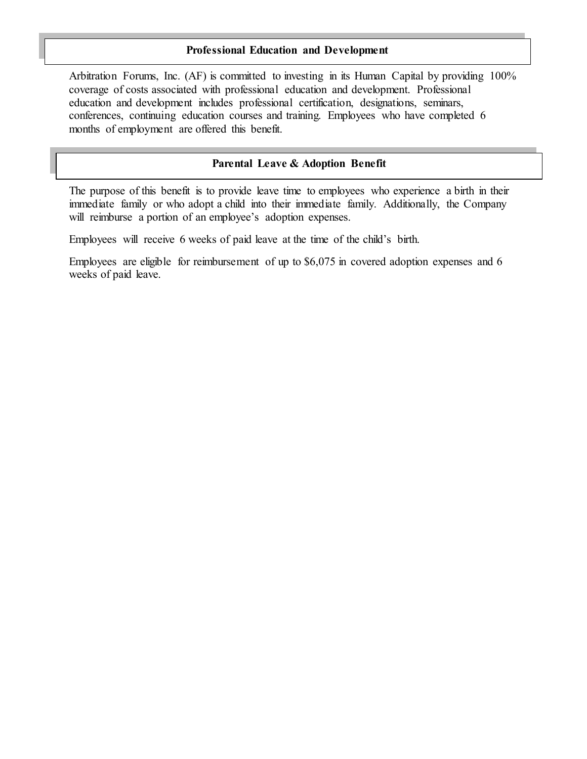## Professional Education and Development

Arbitration Forums, Inc. (AF) is committed to investing in its Human Capital by providing 100% coverage of costs associated with professional education and development. Professional education and development includes professional certification, designations, seminars, conferences, continuing education courses and training. Employees who have completed 6 months of employment are offered this benefit.

## Parental Leave & Adoption Benefit

The purpose of this benefit is to provide leave time to employees who experience a birth in their immediate family or who adopt a child into their immediate family. Additionally, the Company will reimburse a portion of an employee's adoption expenses.

Employees will receive 6 weeks of paid leave at the time of the child's birth.

Employees are eligible for reimbursement of up to $6,075 in covered adoption expenses and 6 weeks of paid leave.